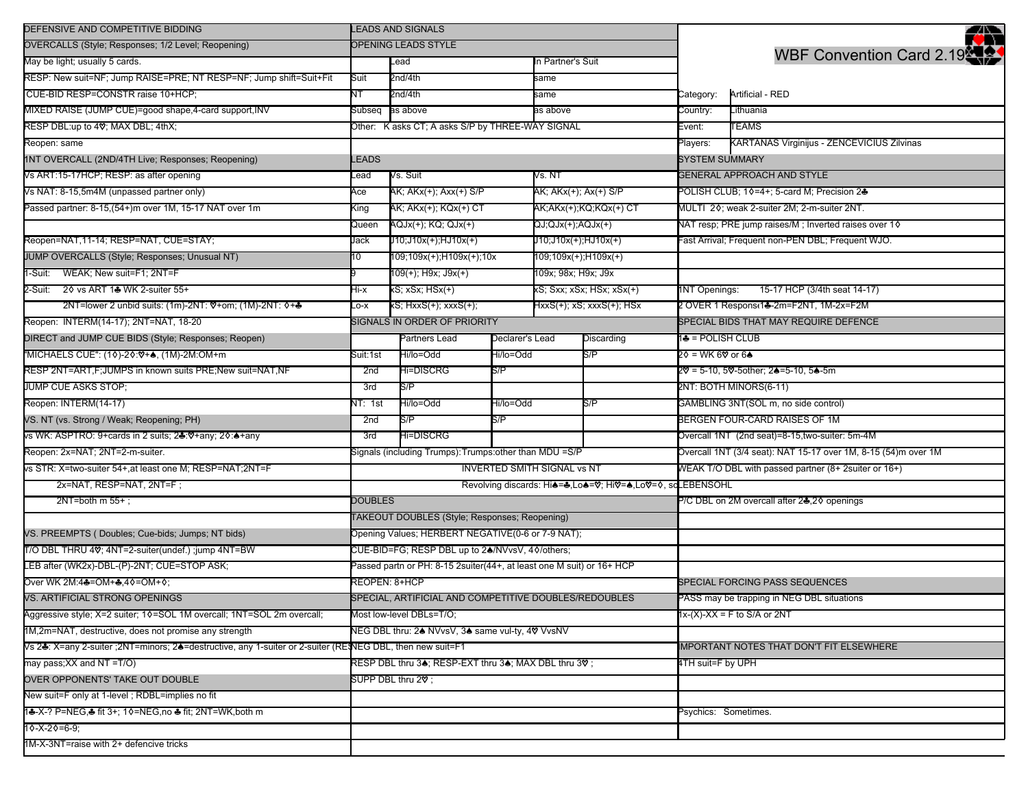# WBF Convention Card 2.19

| | |
|---|---|
| Category: | Artificial - RED |
| Country: | Lithuania |
| Event: | TEAMS |
| Players: | KARTANAS Virginijus - ZENCEVICIUS Zilvinas |

## DEFENSIVE AND COMPETITIVE BIDDING

### OVERCALLS (Style; Responses; 1/2 Level; Reopening)

May be light; usually 5 cards.

RESP: New suit=NF; Jump RAISE=PRE; NT RESP=NF; Jump shift=Suit+Fit

CUE-BID RESP=CONSTR raise 10+HCP;

MIXED RAISE (JUMP CUE)=good shape,4-card support,INV

RESP DBL:up to 4♡; MAX DBL; 4thX;

Reopen: same

### 1NT OVERCALL (2ND/4TH Live; Responses; Reopening)

Vs ART:15-17HCP; RESP: as after opening

Vs NAT: 8-15,5m4M (unpassed partner only)

Passed partner: 8-15,(54+)m over 1M, 15-17 NAT over 1m

Reopen=NAT,11-14; RESP=NAT, CUE=STAY;

### JUMP OVERCALLS (Style; Responses; Unusual NT)

1-Suit: WEAK; New suit=F1; 2NT=F

2-Suit: 2◊ vs ART 1♣ WK 2-suiter 55+

2NT=lower 2 unbid suits: (1m)-2NT: ♡+om; (1M)-2NT: ◊+♣

Reopen: INTERM(14-17); 2NT=NAT, 18-20

### DIRECT and JUMP CUE BIDS (Style; Responses; Reopen)

"MICHAELS CUE": (1◊)-2◊:♡+♠, (1M)-2M:OM+m

RESP 2NT=ART,F;JUMPS in known suits PRE;New suit=NAT,NF

JUMP CUE ASKS STOP;

Reopen: INTERM(14-17)

### VS. NT (vs. Strong / Weak; Reopening; PH)

vs WK: ASPTRO: 9+cards in 2 suits; 2♣:♡+any; 2◊:♠+any

Reopen: 2x=NAT; 2NT=2-m-suiter.

vs STR: X=two-suiter 54+,at least one M; RESP=NAT;2NT=F

2x=NAT, RESP=NAT, 2NT=F ;

2NT=both m 55+ ;

### VS. PREEMPTS ( Doubles; Cue-bids; Jumps; NT bids)

T/O DBL THRU 4♡; 4NT=2-suiter(undef.) ;jump 4NT=BW

LEB after (WK2x)-DBL-(P)-2NT; CUE=STOP ASK;

Over WK 2M:4♣=OM+♣,4◊=OM+◊;

### VS. ARTIFICIAL STRONG OPENINGS

Aggressive style; X=2 suiter; 1◊=SOL 1M overcall; 1NT=SOL 2m overcall;

1M,2m=NAT, destructive, does not promise any strength

Vs 2♣: X=any 2-suiter ;2NT=minors; 2♠=destructive, any 1-suiter or 2-suiter (RESP may pass;XX and NT =T/O)

### OVER OPPONENTS' TAKE OUT DOUBLE

New suit=F only at 1-level ; RDBL=implies no fit

1♣-X-? P=NEG,♣ fit 3+; 1◊=NEG,no ♣ fit; 2NT=WK,both m

1◊-X-2◊=6-9;

1M-X-3NT=raise with 2+ defencive tricks

## LEADS AND SIGNALS

### OPENING LEADS STYLE

| | Lead | In Partner's Suit |
|---|---|---|
| Suit | 2nd/4th | same |
| NT | 2nd/4th | same |
| Subseq | as above | as above |

Other: K asks CT; A asks S/P by THREE-WAY SIGNAL

### LEADS

| Lead | Vs. Suit | Vs. NT |
|---|---|---|
| Ace | AK; AKx(+); Axx(+) S/P | AK; AKx(+); Ax(+) S/P |
| King | AK; AKx(+); KQx(+) CT | AK;AKx(+);KQ;KQx(+) CT |
| Queen | AQJx(+); KQ; QJx(+) | QJ;QJx(+);AQJx(+) |
| Jack | J10;J10x(+);HJ10x(+) | J10;J10x(+);HJ10x(+) |
| 10 | 109;109x(+);H109x(+);10x | 109;109x(+);H109x(+) |
| 9 | 109(+); H9x; J9x(+) | 109x; 98x; H9x; J9x |
| Hi-x | xS; xSx; HSx(+) | xS; Sxx; xSx; HSx; xSx(+) |
| Lo-x | xS; HxxS(+); xxxS(+); | HxxS(+); xS; xxxS(+); HSx |

### SIGNALS IN ORDER OF PRIORITY

| | | Partners Lead | Declarer's Lead | Discarding |
|---|---|---|---|---|
| Suit: | 1st | Hi/lo=Odd | Hi/lo=Odd | S/P |
| | 2nd | Hi=DISCRG | S/P | |
| | 3rd | S/P | | |
| NT: | 1st | Hi/lo=Odd | Hi/lo=Odd | S/P |
| | 2nd | S/P | S/P | |
| | 3rd | Hi=DISCRG | | |

Signals (including Trumps):Trumps:other than MDU =S/P

INVERTED SMITH SIGNAL vs NT

Revolving discards: Hi♠=♣,Lo♠=♡; Hi♡=♠,Lo♡=◊, so

## DOUBLES

### TAKEOUT DOUBLES (Style; Responses; Reopening)

Opening Values; HERBERT NEGATIVE(0-6 or 7-9 NAT);

CUE-BID=FG; RESP DBL up to 2♠/NVvsV, 4◊/others;

Passed partn or PH: 8-15 2suiter(44+, at least one M suit) or 16+ HCP

REOPEN: 8+HCP

### SPECIAL, ARTIFICIAL AND COMPETITIVE DOUBLES/REDOUBLES

Most low-level DBLs=T/O;

NEG DBL thru: 2♠ NVvsV, 3♠ same vul-ty, 4♡ VvsNV

NEG DBL, then new suit=F1

RESP DBL thru 3♠; RESP-EXT thru 3♠; MAX DBL thru 3♡ ;

SUPP DBL thru 2♡ ;

## SYSTEM SUMMARY

### GENERAL APPROACH AND STYLE

POLISH CLUB; 1◊=4+; 5-card M; Precision 2♣

MULTI 2◊; weak 2-suiter 2M; 2-m-suiter 2NT.

NAT resp; PRE jump raises/M ; Inverted raises over 1◊

Fast Arrival; Frequent non-PEN DBL; Frequent WJO.

1NT Openings: 15-17 HCP (3/4th seat 14-17)

2 OVER 1 Respons: 1♣-2m=F2NT, 1M-2x=F2M

### SPECIAL BIDS THAT MAY REQUIRE DEFENCE

1♣ = POLISH CLUB

2◊ = WK 6♡ or 6♠

2♡ = 5-10, 5♡-5other; 2♠=5-10, 5♠-5m

2NT: BOTH MINORS(6-11)

GAMBLING 3NT(SOL m, no side control)

BERGEN FOUR-CARD RAISES OF 1M

Overcall 1NT (2nd seat)=8-15,two-suiter: 5m-4M

Overcall 1NT (3/4 seat): NAT 15-17 over 1M, 8-15 (54)m over 1M

WEAK T/O DBL with passed partner (8+ 2suiter or 16+)

LEBENSOHL

P/C DBL on 2M overcall after 2♣,2◊ openings

### SPECIAL FORCING PASS SEQUENCES

PASS may be trapping in NEG DBL situations

1x-(X)-XX = F to S/A or 2NT

### IMPORTANT NOTES THAT DON'T FIT ELSEWHERE

4TH suit=F by UPH

Psychics: Sometimes.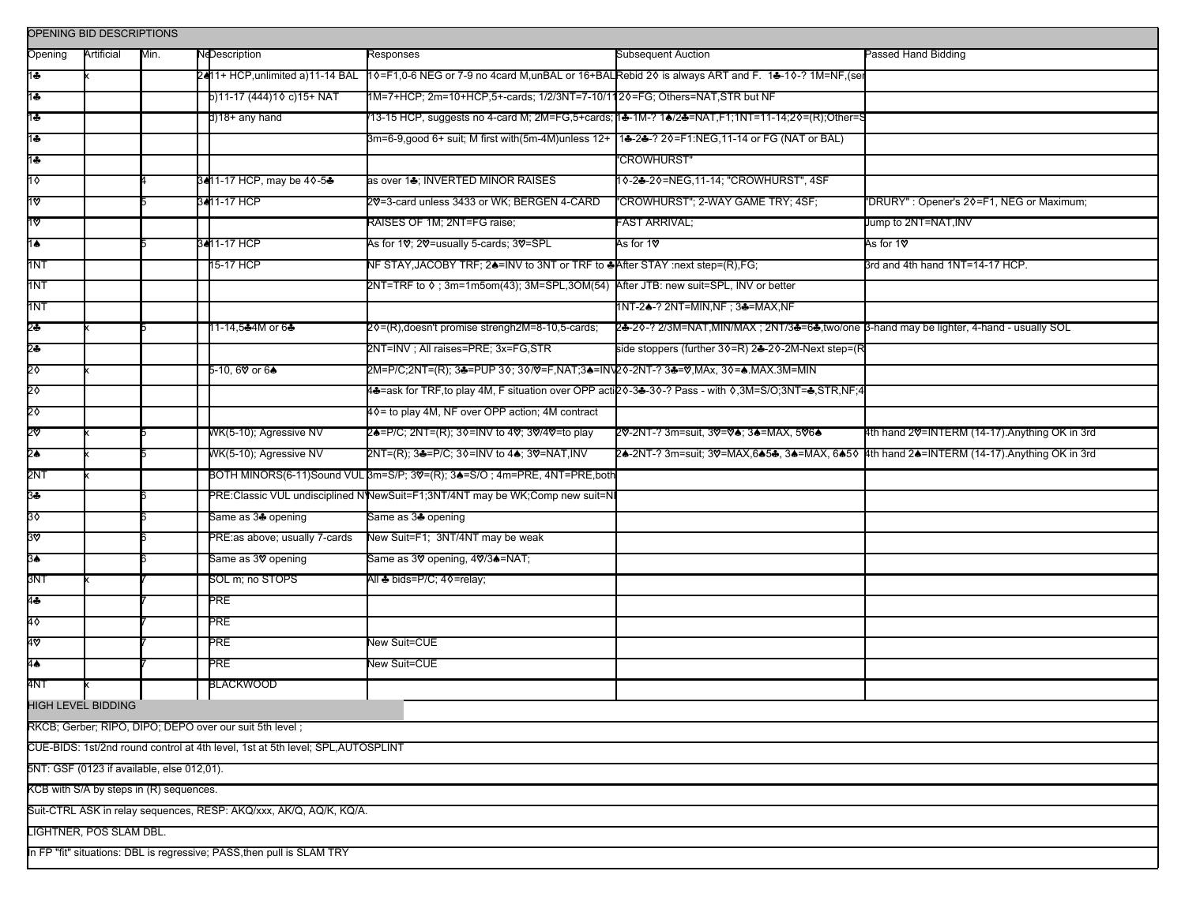| OPENING BID DESCRIPTIONS | | | | | | | |
|---|---|---|---|---|---|---|---|
| Opening | Artificial | Min. | Ne | Description | Responses | Subsequent Auction | Passed Hand Bidding |
| 1♣ | x | | 2 | 11+ HCP,unlimited a)11-14 BAL | 1◊=F1,0-6 NEG or 7-9 no 4card M,unBAL or 16+BAL | Rebid 2◊ is always ART and F. 1♣-1◊-? 1M=NF,(se | |
| 1♣ | | | | b)11-17 (444)1◊ c)15+ NAT | 1M=7+HCP; 2m=10+HCP,5+-cards; 1/2/3NT=7-10/1 | 2◊=FG; Others=NAT,STR but NF | |
| 1♣ | | | | d)18+ any hand | /13-15 HCP, suggests no 4-card M; 2M=FG,5+cards; | 1♣-1M-? 1♠/2♣=NAT,F1;1NT=11-14;2◊=(R);Other=S | |
| 1♣ | | | | | 3m=6-9,good 6+ suit; M first with(5m-4M)unless 12+ | 1♣-2♣-? 2◊=F1:NEG,11-14 or FG (NAT or BAL) | |
| 1♣ | | | | | | "CROWHURST" | |
| 1◊ | | 4 | 3 | 11-17 HCP, may be 4◊-5♣ | as over 1♣; INVERTED MINOR RAISES | 1◊-2♣-2◊=NEG,11-14; "CROWHURST", 4SF | |
| 1♡ | | 5 | 3 | 11-17 HCP | 2♡=3-card unless 3433 or WK; BERGEN 4-CARD | "CROWHURST"; 2-WAY GAME TRY; 4SF; | "DRURY" : Opener's 2◊=F1, NEG or Maximum; |
| 1♡ | | | | | RAISES OF 1M; 2NT=FG raise; | FAST ARRIVAL; | Jump to 2NT=NAT,INV |
| 1♠ | | 5 | 3 | 11-17 HCP | As for 1♡; 2♡=usually 5-cards; 3♡=SPL | As for 1♡ | As for 1♡ |
| 1NT | | | | 15-17 HCP | NF STAY,JACOBY TRF; 2♠=INV to 3NT or TRF to ♣ | After STAY :next step=(R),FG; | 3rd and 4th hand 1NT=14-17 HCP. |
| 1NT | | | | | 2NT=TRF to ◊ ; 3m=1m5om(43); 3M=SPL,3OM(54) | After JTB: new suit=SPL, INV or better | |
| 1NT | | | | | | 1NT-2♠-? 2NT=MIN,NF ; 3♣=MAX,NF | |
| 2♣ | x | 5 | | 11-14,5♣4M or 6♣ | 2◊=(R),doesn't promise strengh2M=8-10,5-cards; | 2♣-2◊-? 2/3M=NAT,MIN/MAX ; 2NT/3♣=6♣,two/one | 3-hand may be lighter, 4-hand - usually SOL |
| 2♣ | | | | | 2NT=INV ; All raises=PRE; 3x=FG,STR | side stoppers (further 3◊=R) 2♣-2◊-2M-Next step=(R | |
| 2◊ | x | | | 5-10, 6♡ or 6♠ | 2M=P/C;2NT=(R); 3♣=PUP 3◊; 3◊/♡=F,NAT;3♠=INV | 2◊-2NT-? 3♣=♡,MAx, 3◊=♠.MAX.3M=MIN | |
| 2◊ | | | | | 4♣=ask for TRF,to play 4M, F situation over OPP acti | 2◊-3♣-3◊-? Pass - with ◊,3M=S/O;3NT=♣,STR,NF;4 | |
| 2◊ | | | | | 4◊= to play 4M, NF over OPP action; 4M contract | | |
| 2♡ | x | 5 | | WK(5-10); Agressive NV | 2♠=P/C; 2NT=(R); 3◊=INV to 4♡; 3♡/4♡=to play | 2♡-2NT-? 3m=suit, 3♡=♡♠; 3♠=MAX, 5♡6♠ | 4th hand 2♡=INTERM (14-17).Anything OK in 3rd |
| 2♠ | x | 5 | | WK(5-10); Agressive NV | 2NT=(R); 3♣=P/C; 3◊=INV to 4♠; 3♡=NAT,INV | 2♠-2NT-? 3m=suit; 3♡=MAX,6♠5♣, 3♠=MAX, 6♠5◊ | 4th hand 2♠=INTERM (14-17).Anything OK in 3rd |
| 2NT | x | | | BOTH MINORS(6-11)Sound VUL | 3m=S/P; 3♡=(R); 3♠=S/O ; 4m=PRE, 4NT=PRE,both | | |
| 3♣ | | 6 | | PRE:Classic VUL undisciplined N | NewSuit=F1;3NT/4NT may be WK;Comp new suit=N | | |
| 3◊ | | 6 | | Same as 3♣ opening | Same as 3♣ opening | | |
| 3♡ | | 6 | | PRE:as above; usually 7-cards | New Suit=F1; 3NT/4NT may be weak | | |
| 3♠ | | 6 | | Same as 3♡ opening | Same as 3♡ opening, 4♡/3♠=NAT; | | |
| 3NT | x | 7 | | SOL m; no STOPS | All ♣ bids=P/C; 4◊=relay; | | |
| 4♣ | | 7 | | PRE | | | |
| 4◊ | | 7 | | PRE | | | |
| 4♡ | | 7 | | PRE | New Suit=CUE | | |
| 4♠ | | 7 | | PRE | New Suit=CUE | | |
| 4NT | x | | | BLACKWOOD | | | |

## HIGH LEVEL BIDDING

RKCB; Gerber; RIPO, DIPO; DEPO over our suit 5th level ;

CUE-BIDS: 1st/2nd round control at 4th level, 1st at 5th level; SPL,AUTOSPLINT

5NT: GSF (0123 if available, else 012,01).

KCB with S/A by steps in (R) sequences.

Suit-CTRL ASK in relay sequences, RESP: AKQ/xxx, AK/Q, AQ/K, KQ/A.

LIGHTNER, POS SLAM DBL.

In FP "fit" situations: DBL is regressive; PASS,then pull is SLAM TRY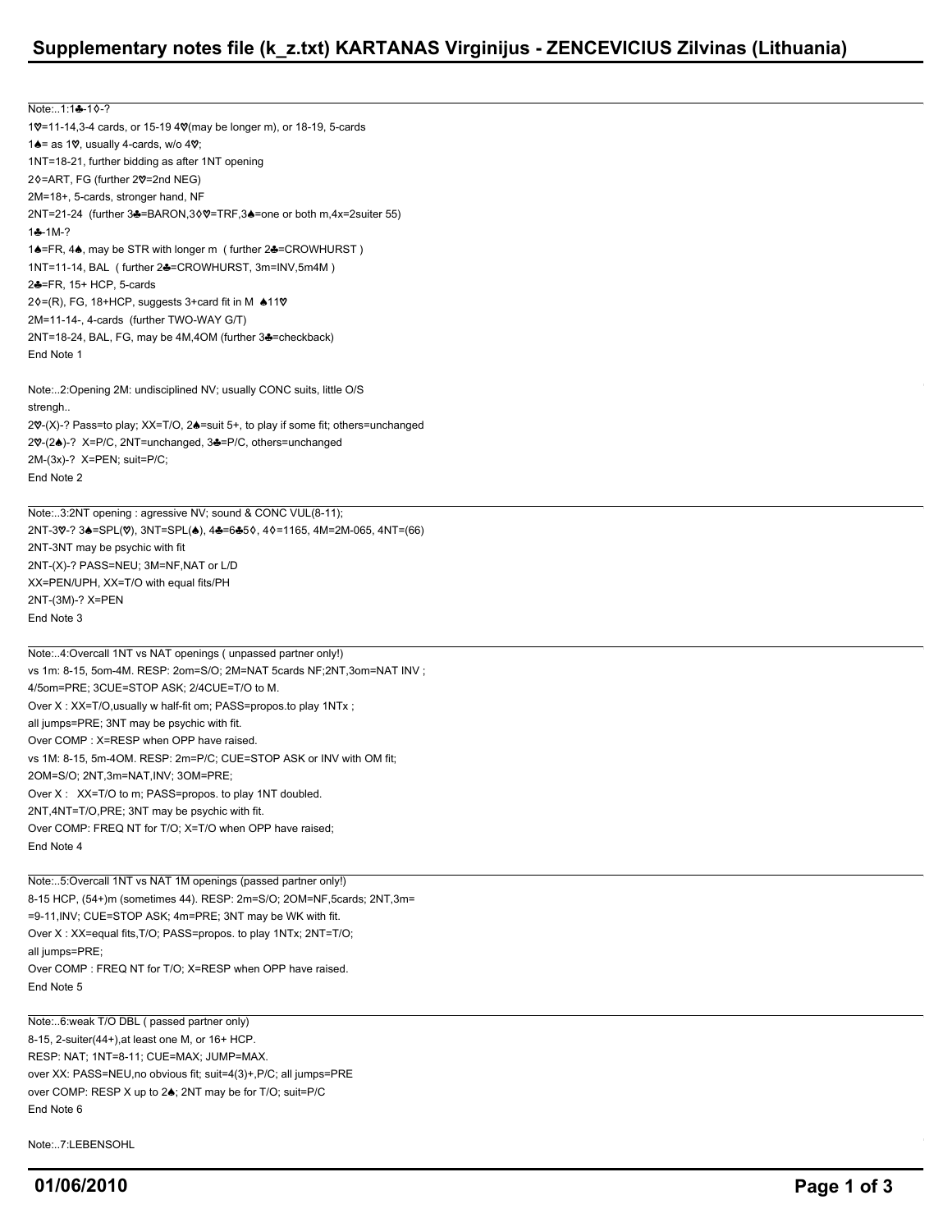# Supplementary notes file (k_z.txt) KARTANAS Virginijus - ZENCEVICIUS Zilvinas (Lithuania)

Note:..1:1♣-1◊-?
1♡=11-14,3-4 cards, or 15-19 4♡(may be longer m), or 18-19, 5-cards
1♠= as 1♡, usually 4-cards, w/o 4♡;
1NT=18-21, further bidding as after 1NT opening
2◊=ART, FG (further 2♡=2nd NEG)
2M=18+, 5-cards, stronger hand, NF
2NT=21-24 (further 3♣=BARON,3◊♡=TRF,3♠=one or both m,4x=2suiter 55)
1♣-1M-?
1♠=FR, 4♠, may be STR with longer m ( further 2♣=CROWHURST )
1NT=11-14, BAL ( further 2♣=CROWHURST, 3m=INV,5m4M )
2♣=FR, 15+ HCP, 5-cards
2◊=(R), FG, 18+HCP, suggests 3+card fit in M ♠11♡
2M=11-14-, 4-cards (further TWO-WAY G/T)
2NT=18-24, BAL, FG, may be 4M,4OM (further 3♣=checkback)
End Note 1

Note:..2:Opening 2M: undisciplined NV; usually CONC suits, little O/S
strengh..
2♡-(X)-? Pass=to play; XX=T/O, 2♠=suit 5+, to play if some fit; others=unchanged
2♡-(2♠)-? X=P/C, 2NT=unchanged, 3♣=P/C, others=unchanged
2M-(3x)-? X=PEN; suit=P/C;
End Note 2

Note:..3:2NT opening : agressive NV; sound & CONC VUL(8-11);
2NT-3♡-? 3♠=SPL(♡), 3NT=SPL(♠), 4♣=6♣5◊, 4◊=1165, 4M=2M-065, 4NT=(66)
2NT-3NT may be psychic with fit
2NT-(X)-? PASS=NEU; 3M=NF,NAT or L/D
XX=PEN/UPH, XX=T/O with equal fits/PH
2NT-(3M)-? X=PEN
End Note 3

Note:..4:Overcall 1NT vs NAT openings ( unpassed partner only!)
vs 1m: 8-15, 5om-4M. RESP: 2om=S/O; 2M=NAT 5cards NF;2NT,3om=NAT INV ;
4/5om=PRE; 3CUE=STOP ASK; 2/4CUE=T/O to M.
Over X : XX=T/O,usually w half-fit om; PASS=propos.to play 1NTx ;
all jumps=PRE; 3NT may be psychic with fit.
Over COMP : X=RESP when OPP have raised.
vs 1M: 8-15, 5m-4OM. RESP: 2m=P/C; CUE=STOP ASK or INV with OM fit;
2OM=S/O; 2NT,3m=NAT,INV; 3OM=PRE;
Over X : XX=T/O to m; PASS=propos. to play 1NT doubled.
2NT,4NT=T/O,PRE; 3NT may be psychic with fit.
Over COMP: FREQ NT for T/O; X=T/O when OPP have raised;
End Note 4

Note:..5:Overcall 1NT vs NAT 1M openings (passed partner only!)
8-15 HCP, (54+)m (sometimes 44). RESP: 2m=S/O; 2OM=NF,5cards; 2NT,3m=
=9-11,INV; CUE=STOP ASK; 4m=PRE; 3NT may be WK with fit.
Over X : XX=equal fits,T/O; PASS=propos. to play 1NTx; 2NT=T/O;
all jumps=PRE;
Over COMP : FREQ NT for T/O; X=RESP when OPP have raised.
End Note 5

Note:..6:weak T/O DBL ( passed partner only)
8-15, 2-suiter(44+),at least one M, or 16+ HCP.
RESP: NAT; 1NT=8-11; CUE=MAX; JUMP=MAX.
over XX: PASS=NEU,no obvious fit; suit=4(3)+,P/C; all jumps=PRE
over COMP: RESP X up to 2♠; 2NT may be for T/O; suit=P/C
End Note 6

Note:..7:LEBENSOHL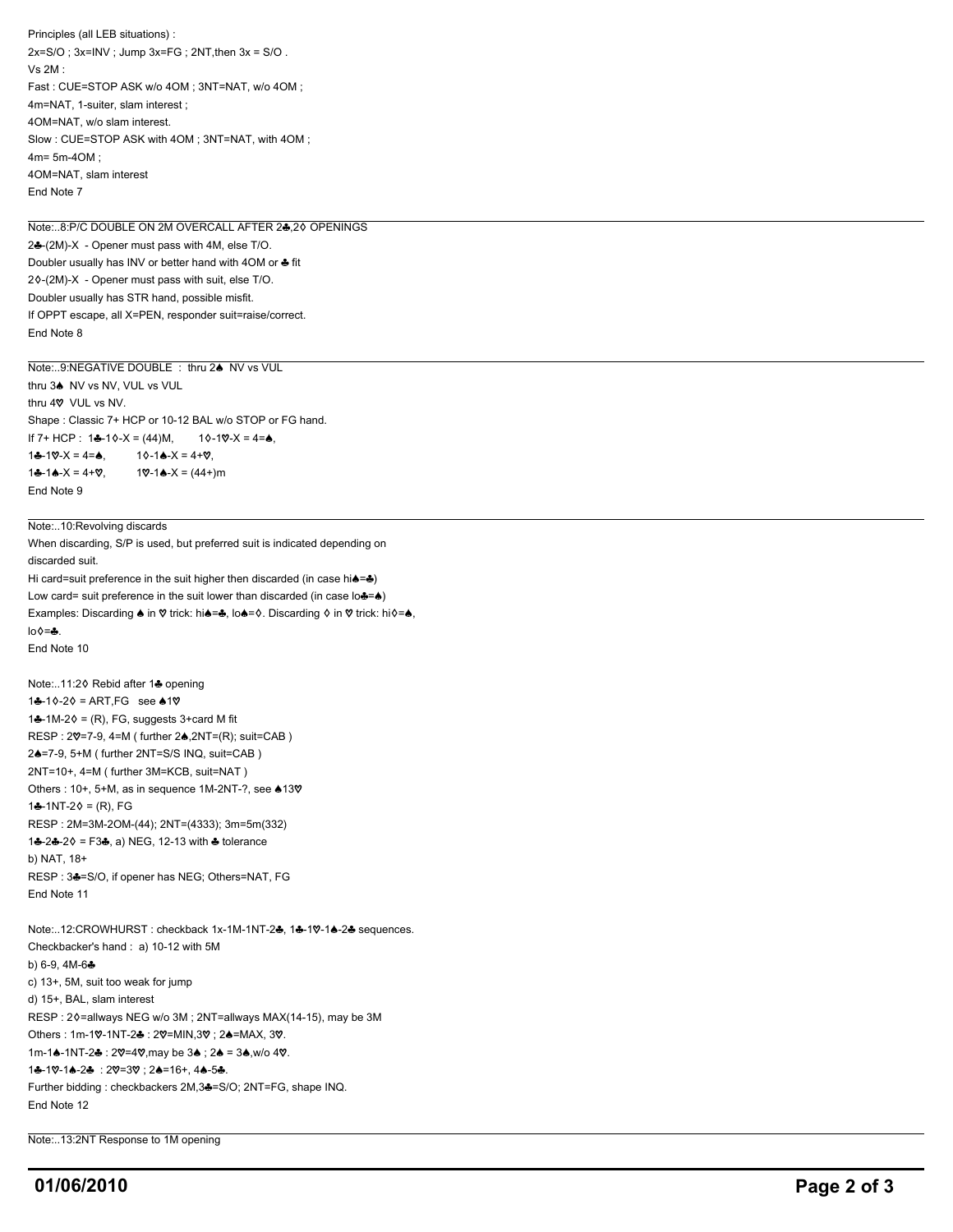Principles (all LEB situations) :

2x=S/O ; 3x=INV ; Jump 3x=FG ; 2NT,then 3x = S/O .

Vs 2M :

Fast : CUE=STOP ASK w/o 4OM ; 3NT=NAT, w/o 4OM ;

4m=NAT, 1-suiter, slam interest ;

4OM=NAT, w/o slam interest.

Slow : CUE=STOP ASK with 4OM ; 3NT=NAT, with 4OM ;

4m= 5m-4OM ;

4OM=NAT, slam interest

End Note 7

---

Note:..8:P/C DOUBLE ON 2M OVERCALL AFTER 2♣,2◊ OPENINGS

2♣-(2M)-X - Opener must pass with 4M, else T/O.

Doubler usually has INV or better hand with 4OM or ♣ fit

2◊-(2M)-X - Opener must pass with suit, else T/O.

Doubler usually has STR hand, possible misfit.

If OPPT escape, all X=PEN, responder suit=raise/correct.

End Note 8

---

Note:..9:NEGATIVE DOUBLE : thru 2♠ NV vs VUL

thru 3♠ NV vs NV, VUL vs VUL

thru 4♡ VUL vs NV.

Shape : Classic 7+ HCP or 10-12 BAL w/o STOP or FG hand.

If 7+ HCP : 1♣-1◊-X = (44)M, 1◊-1♡-X = 4=♠,

1♣-1♡-X = 4=♠, 1◊-1♠-X = 4+♡,

1♣-1♠-X = 4+♡, 1♡-1♠-X = (44+)m

End Note 9

---

Note:..10:Revolving discards

When discarding, S/P is used, but preferred suit is indicated depending on discarded suit.

Hi card=suit preference in the suit higher then discarded (in case hi♠=♣)

Low card= suit preference in the suit lower than discarded (in case lo♣=♠)

Examples: Discarding ♠ in ♡ trick: hi♠=♣, lo♠=◊. Discarding ◊ in ♡ trick: hi◊=♠, lo◊=♣.

End Note 10

Note:..11:2◊ Rebid after 1♣ opening

1♣-1◊-2◊ = ART,FG see ♠1♡

1♣-1M-2◊ = (R), FG, suggests 3+card M fit

RESP : 2♡=7-9, 4=M ( further 2♠,2NT=(R); suit=CAB )

2♠=7-9, 5+M ( further 2NT=S/S INQ, suit=CAB )

2NT=10+, 4=M ( further 3M=KCB, suit=NAT )

Others : 10+, 5+M, as in sequence 1M-2NT-?, see ♠13♡

1♣-1NT-2◊ = (R), FG

RESP : 2M=3M-2OM-(44); 2NT=(4333); 3m=5m(332)

1♣-2♣-2◊ = F3♣, a) NEG, 12-13 with ♣ tolerance

b) NAT, 18+

RESP : 3♣=S/O, if opener has NEG; Others=NAT, FG

End Note 11

Note:..12:CROWHURST : checkback 1x-1M-1NT-2♣, 1♣-1♡-1♠-2♣ sequences.

Checkbacker's hand : a) 10-12 with 5M

b) 6-9, 4M-6♣

c) 13+, 5M, suit too weak for jump

d) 15+, BAL, slam interest

RESP : 2◊=allways NEG w/o 3M ; 2NT=allways MAX(14-15), may be 3M

Others : 1m-1♡-1NT-2♣ : 2♡=MIN,3♡ ; 2♠=MAX, 3♡.

1m-1♠-1NT-2♣ : 2♡=4♡,may be 3♠ ; 2♠ = 3♠,w/o 4♡.

1♣-1♡-1♠-2♣ : 2♡=3♡ ; 2♠=16+, 4♠-5♣.

Further bidding : checkbackers 2M,3♣=S/O; 2NT=FG, shape INQ.

End Note 12

---

Note:..13:2NT Response to 1M opening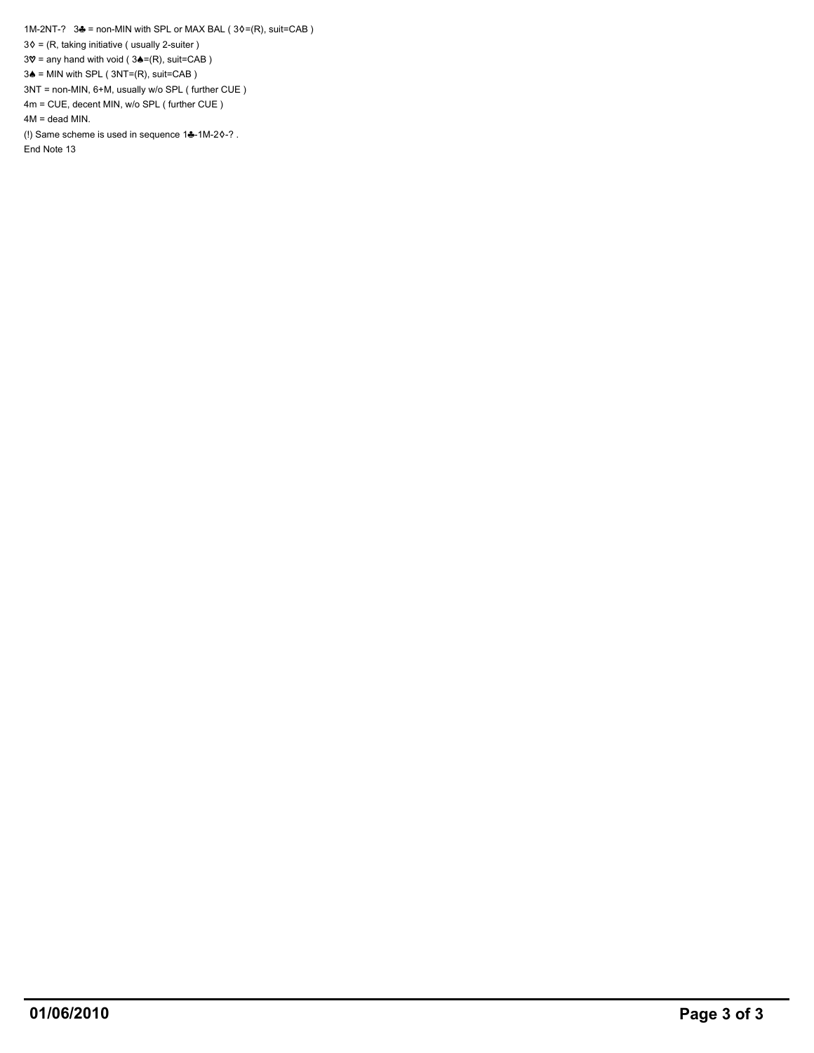1M-2NT-?   3♣ = non-MIN with SPL or MAX BAL ( 3◊=(R), suit=CAB )

3◊ = (R, taking initiative ( usually 2-suiter )

3♡ = any hand with void ( 3♠=(R), suit=CAB )

3♠ = MIN with SPL ( 3NT=(R), suit=CAB )

3NT = non-MIN, 6+M, usually w/o SPL ( further CUE )

4m = CUE, decent MIN, w/o SPL ( further CUE )

4M = dead MIN.

(!) Same scheme is used in sequence 1♣-1M-2◊-? .

End Note 13